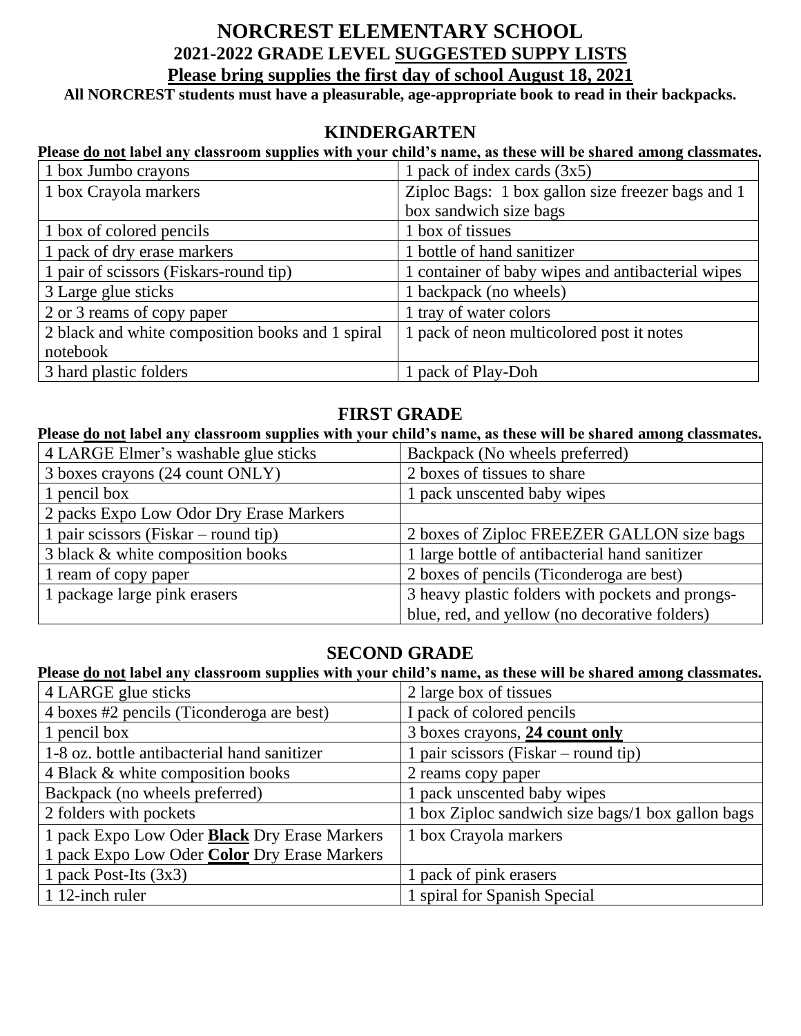# NORCREST ELEMENTARY SCHOOL

## 2021-2022 GRADE LEVEL <u>SUGGESTED SUPPY LISTS</u>

**<u>Please bring supplies the first day of school August 18, 2021</u>**

**All NORCREST students must have a pleasurable, age-appropriate book to read in their backpacks.**

## KINDERGARTEN

**Please <u>do not</u> label any classroom supplies with your child's name, as these will be shared among classmates.**

| | |
|---|---|
| 1 box Jumbo crayons | 1 pack of index cards (3x5) |
| 1 box Crayola markers | Ziploc Bags: 1 box gallon size freezer bags and 1 box sandwich size bags |
| 1 box of colored pencils | 1 box of tissues |
| 1 pack of dry erase markers | 1 bottle of hand sanitizer |
| 1 pair of scissors (Fiskars-round tip) | 1 container of baby wipes and antibacterial wipes |
| 3 Large glue sticks | 1 backpack (no wheels) |
| 2 or 3 reams of copy paper | 1 tray of water colors |
| 2 black and white composition books and 1 spiral notebook | 1 pack of neon multicolored post it notes |
| 3 hard plastic folders | 1 pack of Play-Doh |

## FIRST GRADE

**Please <u>do not</u> label any classroom supplies with your child's name, as these will be shared among classmates.**

| | |
|---|---|
| 4 LARGE Elmer's washable glue sticks | Backpack (No wheels preferred) |
| 3 boxes crayons (24 count ONLY) | 2 boxes of tissues to share |
| 1 pencil box | 1 pack unscented baby wipes |
| 2 packs Expo Low Odor Dry Erase Markers | |
| 1 pair scissors (Fiskar – round tip) | 2 boxes of Ziploc FREEZER GALLON size bags |
| 3 black & white composition books | 1 large bottle of antibacterial hand sanitizer |
| 1 ream of copy paper | 2 boxes of pencils (Ticonderoga are best) |
| 1 package large pink erasers | 3 heavy plastic folders with pockets and prongs-blue, red, and yellow (no decorative folders) |

## SECOND GRADE

**Please <u>do not</u> label any classroom supplies with your child's name, as these will be shared among classmates.**

| | |
|---|---|
| 4 LARGE glue sticks | 2 large box of tissues |
| 4 boxes #2 pencils (Ticonderoga are best) | I pack of colored pencils |
| 1 pencil box | 3 boxes crayons, **<u>24 count only</u>** |
| 1-8 oz. bottle antibacterial hand sanitizer | 1 pair scissors (Fiskar – round tip) |
| 4 Black & white composition books | 2 reams copy paper |
| Backpack (no wheels preferred) | 1 pack unscented baby wipes |
| 2 folders with pockets | 1 box Ziploc sandwich size bags/1 box gallon bags |
| 1 pack Expo Low Oder **<u>Black</u>** Dry Erase Markers<br>1 pack Expo Low Oder **<u>Color</u>** Dry Erase Markers | 1 box Crayola markers |
| 1 pack Post-Its (3x3) | 1 pack of pink erasers |
| 1 12-inch ruler | 1 spiral for Spanish Special |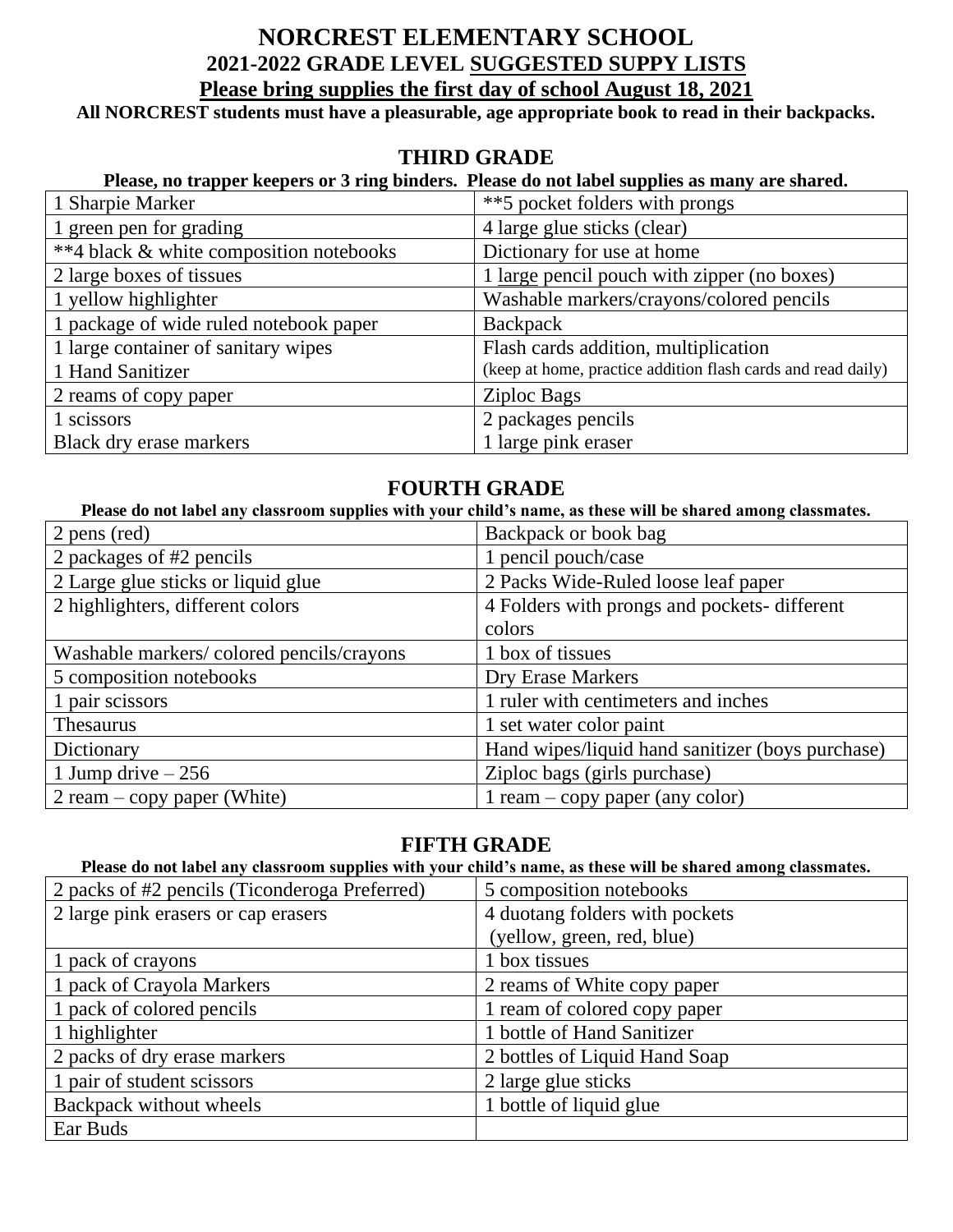# NORCREST ELEMENTARY SCHOOL

## 2021-2022 GRADE LEVEL SUGGESTED SUPPY LISTS

**Please bring supplies the first day of school August 18, 2021**

**All NORCREST students must have a pleasurable, age appropriate book to read in their backpacks.**

## THIRD GRADE

**Please, no trapper keepers or 3 ring binders. Please do not label supplies as many are shared.**

| | |
|---|---|
| 1 Sharpie Marker | **5 pocket folders with prongs |
| 1 green pen for grading | 4 large glue sticks (clear) |
| **4 black & white composition notebooks | Dictionary for use at home |
| 2 large boxes of tissues | 1 large pencil pouch with zipper (no boxes) |
| 1 yellow highlighter | Washable markers/crayons/colored pencils |
| 1 package of wide ruled notebook paper | Backpack |
| 1 large container of sanitary wipes<br>1 Hand Sanitizer | Flash cards addition, multiplication<br>(keep at home, practice addition flash cards and read daily) |
| 2 reams of copy paper | Ziploc Bags |
| 1 scissors<br>Black dry erase markers | 2 packages pencils<br>1 large pink eraser |

## FOURTH GRADE

**Please do not label any classroom supplies with your child's name, as these will be shared among classmates.**

| | |
|---|---|
| 2 pens (red) | Backpack or book bag |
| 2 packages of #2 pencils | 1 pencil pouch/case |
| 2 Large glue sticks or liquid glue | 2 Packs Wide-Ruled loose leaf paper |
| 2 highlighters, different colors | 4 Folders with prongs and pockets- different colors |
| Washable markers/ colored pencils/crayons | 1 box of tissues |
| 5 composition notebooks | Dry Erase Markers |
| 1 pair scissors | 1 ruler with centimeters and inches |
| Thesaurus | 1 set water color paint |
| Dictionary | Hand wipes/liquid hand sanitizer (boys purchase) |
| 1 Jump drive – 256 | Ziploc bags (girls purchase) |
| 2 ream – copy paper (White) | 1 ream – copy paper (any color) |

## FIFTH GRADE

**Please do not label any classroom supplies with your child's name, as these will be shared among classmates.**

| | |
|---|---|
| 2 packs of #2 pencils (Ticonderoga Preferred) | 5 composition notebooks |
| 2 large pink erasers or cap erasers | 4 duotang folders with pockets (yellow, green, red, blue) |
| 1 pack of crayons | 1 box tissues |
| 1 pack of Crayola Markers | 2 reams of White copy paper |
| 1 pack of colored pencils | 1 ream of colored copy paper |
| 1 highlighter | 1 bottle of Hand Sanitizer |
| 2 packs of dry erase markers | 2 bottles of Liquid Hand Soap |
| 1 pair of student scissors | 2 large glue sticks |
| Backpack without wheels | 1 bottle of liquid glue |
| Ear Buds | |